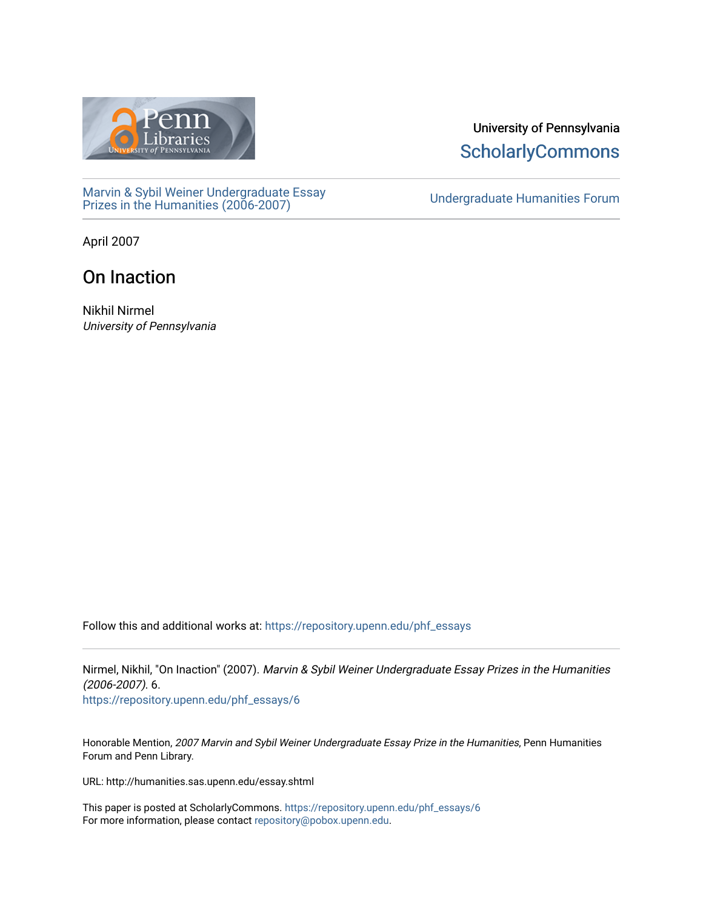University of Pennsylvania
ScholarlyCommons

Marvin & Sybil Weiner Undergraduate Essay Prizes in the Humanities (2006-2007)

Undergraduate Humanities Forum

April 2007

# On Inaction

Nikhil Nirmel
*University of Pennsylvania*

Follow this and additional works at: https://repository.upenn.edu/phf_essays

Nirmel, Nikhil, "On Inaction" (2007). *Marvin & Sybil Weiner Undergraduate Essay Prizes in the Humanities (2006-2007)*. 6.
https://repository.upenn.edu/phf_essays/6

Honorable Mention, *2007 Marvin and Sybil Weiner Undergraduate Essay Prize in the Humanities*, Penn Humanities Forum and Penn Library.

URL: http://humanities.sas.upenn.edu/essay.shtml

This paper is posted at ScholarlyCommons. https://repository.upenn.edu/phf_essays/6
For more information, please contact repository@pobox.upenn.edu.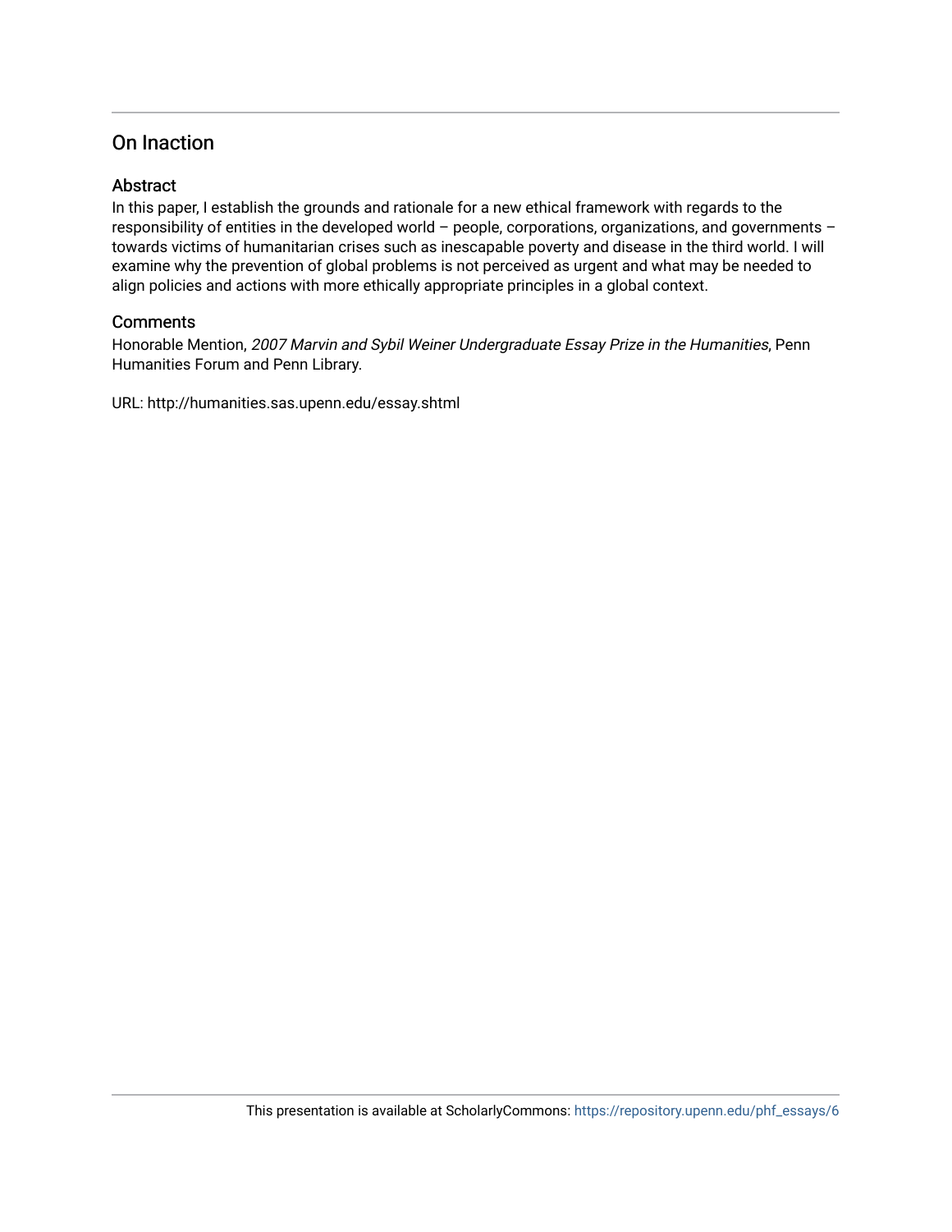## On Inaction

### Abstract

In this paper, I establish the grounds and rationale for a new ethical framework with regards to the responsibility of entities in the developed world – people, corporations, organizations, and governments – towards victims of humanitarian crises such as inescapable poverty and disease in the third world. I will examine why the prevention of global problems is not perceived as urgent and what may be needed to align policies and actions with more ethically appropriate principles in a global context.

### Comments

Honorable Mention, *2007 Marvin and Sybil Weiner Undergraduate Essay Prize in the Humanities*, Penn Humanities Forum and Penn Library.

URL: http://humanities.sas.upenn.edu/essay.shtml

This presentation is available at ScholarlyCommons: https://repository.upenn.edu/phf_essays/6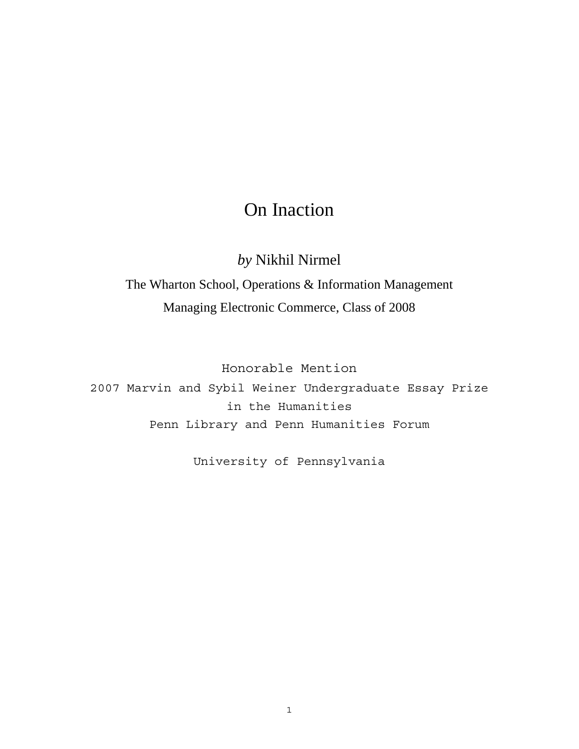# On Inaction

*by* Nikhil Nirmel

The Wharton School, Operations & Information Management

Managing Electronic Commerce, Class of 2008

Honorable Mention

2007 Marvin and Sybil Weiner Undergraduate Essay Prize in the Humanities

Penn Library and Penn Humanities Forum

University of Pennsylvania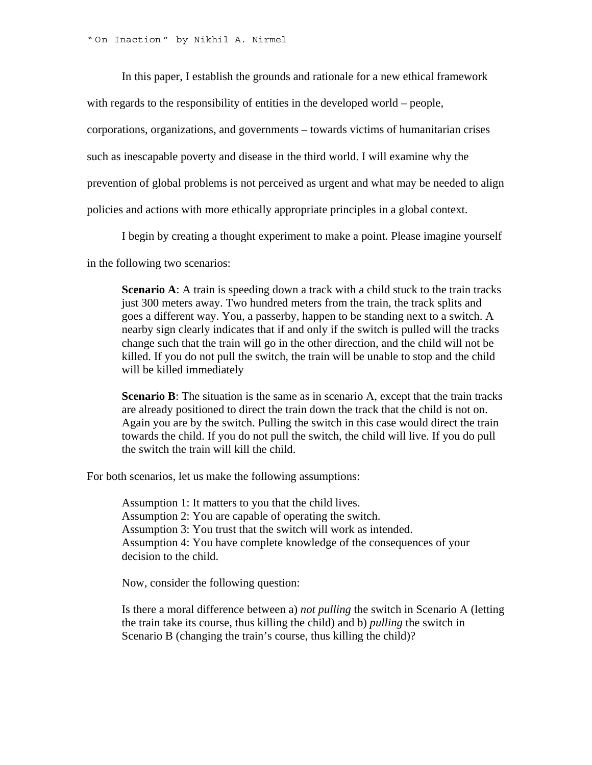In this paper, I establish the grounds and rationale for a new ethical framework with regards to the responsibility of entities in the developed world – people, corporations, organizations, and governments – towards victims of humanitarian crises such as inescapable poverty and disease in the third world. I will examine why the prevention of global problems is not perceived as urgent and what may be needed to align policies and actions with more ethically appropriate principles in a global context.

I begin by creating a thought experiment to make a point. Please imagine yourself in the following two scenarios:

> **Scenario A**: A train is speeding down a track with a child stuck to the train tracks just 300 meters away. Two hundred meters from the train, the track splits and goes a different way. You, a passerby, happen to be standing next to a switch. A nearby sign clearly indicates that if and only if the switch is pulled will the tracks change such that the train will go in the other direction, and the child will not be killed. If you do not pull the switch, the train will be unable to stop and the child will be killed immediately
>
> **Scenario B**: The situation is the same as in scenario A, except that the train tracks are already positioned to direct the train down the track that the child is not on. Again you are by the switch. Pulling the switch in this case would direct the train towards the child. If you do not pull the switch, the child will live. If you do pull the switch the train will kill the child.

For both scenarios, let us make the following assumptions:

> Assumption 1: It matters to you that the child lives.
> Assumption 2: You are capable of operating the switch.
> Assumption 3: You trust that the switch will work as intended.
> Assumption 4: You have complete knowledge of the consequences of your decision to the child.
>
> Now, consider the following question:
>
> Is there a moral difference between a) *not pulling* the switch in Scenario A (letting the train take its course, thus killing the child) and b) *pulling* the switch in Scenario B (changing the train's course, thus killing the child)?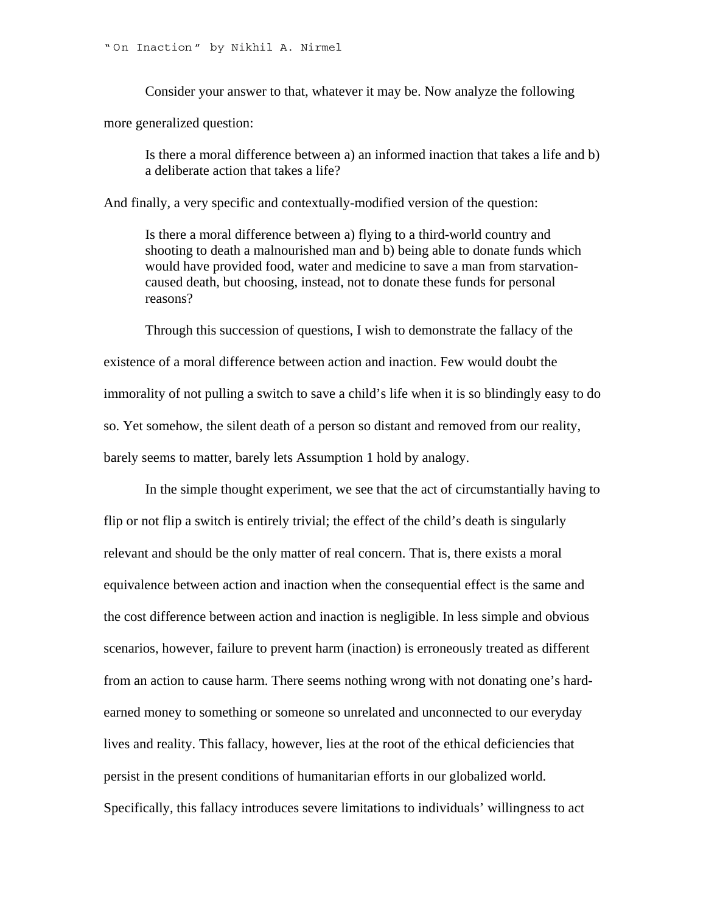Consider your answer to that, whatever it may be. Now analyze the following more generalized question:

> Is there a moral difference between a) an informed inaction that takes a life and b) a deliberate action that takes a life?

And finally, a very specific and contextually-modified version of the question:

> Is there a moral difference between a) flying to a third-world country and shooting to death a malnourished man and b) being able to donate funds which would have provided food, water and medicine to save a man from starvation-caused death, but choosing, instead, not to donate these funds for personal reasons?

Through this succession of questions, I wish to demonstrate the fallacy of the existence of a moral difference between action and inaction. Few would doubt the immorality of not pulling a switch to save a child's life when it is so blindingly easy to do so. Yet somehow, the silent death of a person so distant and removed from our reality, barely seems to matter, barely lets Assumption 1 hold by analogy.

In the simple thought experiment, we see that the act of circumstantially having to flip or not flip a switch is entirely trivial; the effect of the child's death is singularly relevant and should be the only matter of real concern. That is, there exists a moral equivalence between action and inaction when the consequential effect is the same and the cost difference between action and inaction is negligible. In less simple and obvious scenarios, however, failure to prevent harm (inaction) is erroneously treated as different from an action to cause harm. There seems nothing wrong with not donating one's hard-earned money to something or someone so unrelated and unconnected to our everyday lives and reality. This fallacy, however, lies at the root of the ethical deficiencies that persist in the present conditions of humanitarian efforts in our globalized world. Specifically, this fallacy introduces severe limitations to individuals' willingness to act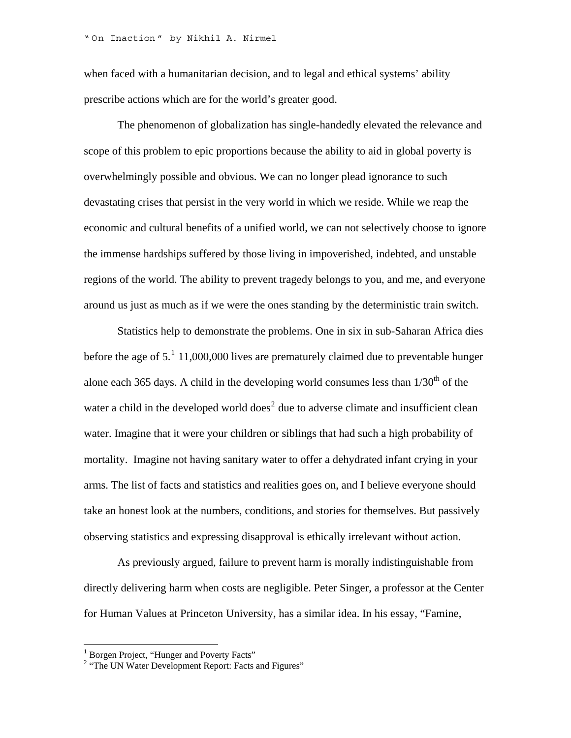when faced with a humanitarian decision, and to legal and ethical systems' ability prescribe actions which are for the world's greater good.

The phenomenon of globalization has single-handedly elevated the relevance and scope of this problem to epic proportions because the ability to aid in global poverty is overwhelmingly possible and obvious. We can no longer plead ignorance to such devastating crises that persist in the very world in which we reside. While we reap the economic and cultural benefits of a unified world, we can not selectively choose to ignore the immense hardships suffered by those living in impoverished, indebted, and unstable regions of the world. The ability to prevent tragedy belongs to you, and me, and everyone around us just as much as if we were the ones standing by the deterministic train switch.

Statistics help to demonstrate the problems. One in six in sub-Saharan Africa dies before the age of 5.[1] 11,000,000 lives are prematurely claimed due to preventable hunger alone each 365 days. A child in the developing world consumes less than 1/30th of the water a child in the developed world does[2] due to adverse climate and insufficient clean water. Imagine that it were your children or siblings that had such a high probability of mortality. Imagine not having sanitary water to offer a dehydrated infant crying in your arms. The list of facts and statistics and realities goes on, and I believe everyone should take an honest look at the numbers, conditions, and stories for themselves. But passively observing statistics and expressing disapproval is ethically irrelevant without action.

As previously argued, failure to prevent harm is morally indistinguishable from directly delivering harm when costs are negligible. Peter Singer, a professor at the Center for Human Values at Princeton University, has a similar idea. In his essay, "Famine,

---

[1] Borgen Project, "Hunger and Poverty Facts"

[2] "The UN Water Development Report: Facts and Figures"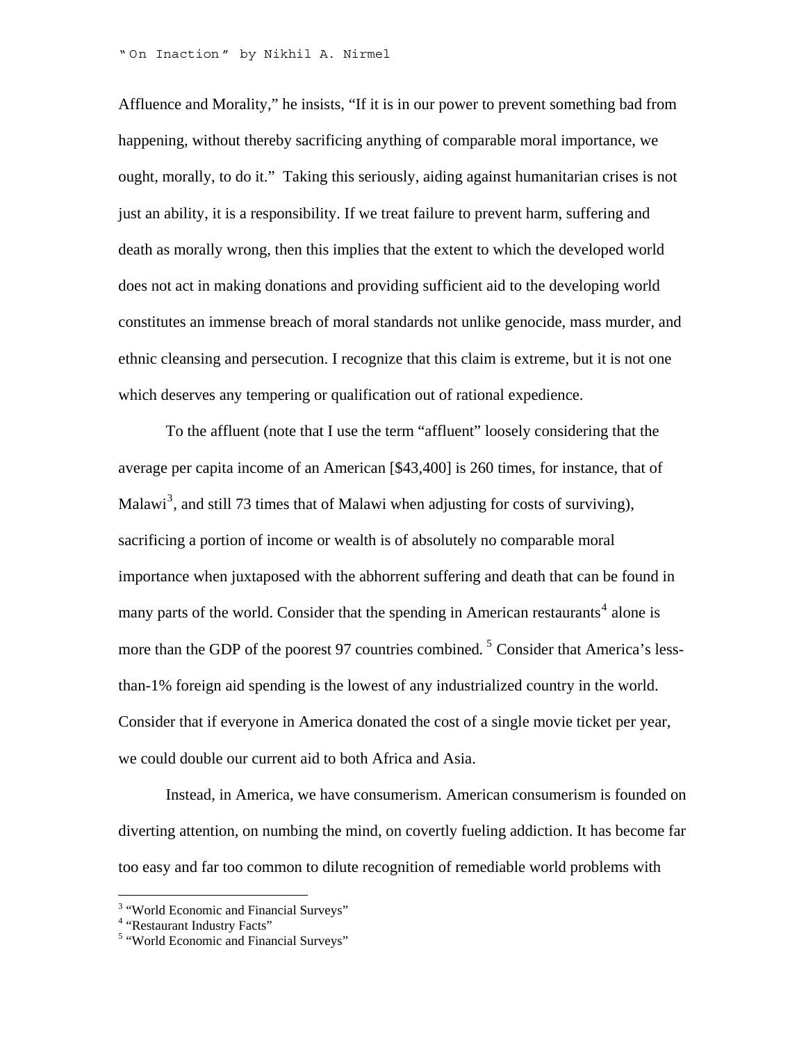Affluence and Morality," he insists, "If it is in our power to prevent something bad from happening, without thereby sacrificing anything of comparable moral importance, we ought, morally, to do it." Taking this seriously, aiding against humanitarian crises is not just an ability, it is a responsibility. If we treat failure to prevent harm, suffering and death as morally wrong, then this implies that the extent to which the developed world does not act in making donations and providing sufficient aid to the developing world constitutes an immense breach of moral standards not unlike genocide, mass murder, and ethnic cleansing and persecution. I recognize that this claim is extreme, but it is not one which deserves any tempering or qualification out of rational expedience.

To the affluent (note that I use the term "affluent" loosely considering that the average per capita income of an American [$43,400] is 260 times, for instance, that of Malawi[3], and still 73 times that of Malawi when adjusting for costs of surviving), sacrificing a portion of income or wealth is of absolutely no comparable moral importance when juxtaposed with the abhorrent suffering and death that can be found in many parts of the world. Consider that the spending in American restaurants[4] alone is more than the GDP of the poorest 97 countries combined.[5] Consider that America's less-than-1% foreign aid spending is the lowest of any industrialized country in the world. Consider that if everyone in America donated the cost of a single movie ticket per year, we could double our current aid to both Africa and Asia.

Instead, in America, we have consumerism. American consumerism is founded on diverting attention, on numbing the mind, on covertly fueling addiction. It has become far too easy and far too common to dilute recognition of remediable world problems with

---

[3] "World Economic and Financial Surveys"
[4] "Restaurant Industry Facts"
[5] "World Economic and Financial Surveys"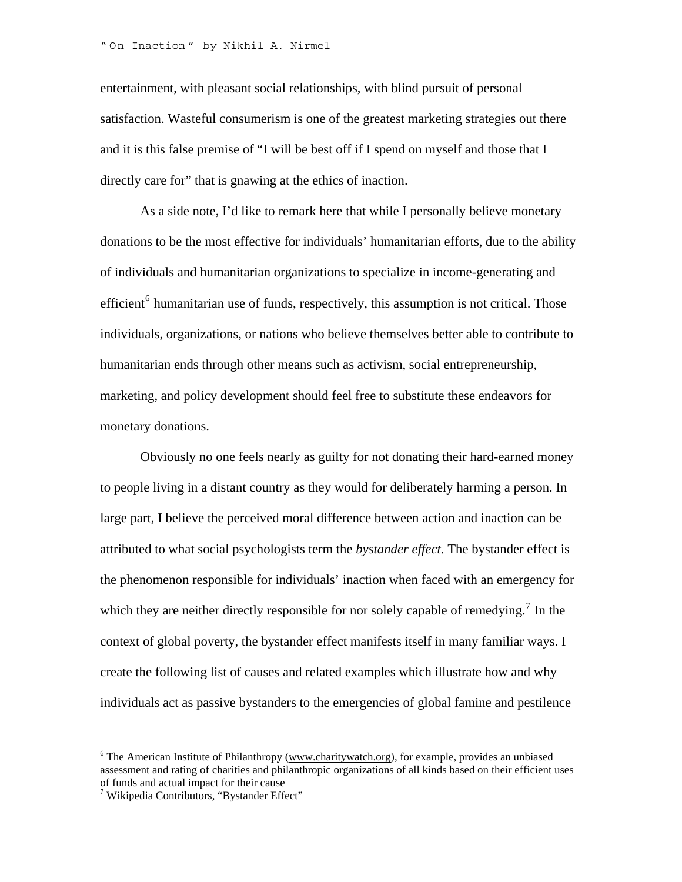entertainment, with pleasant social relationships, with blind pursuit of personal satisfaction. Wasteful consumerism is one of the greatest marketing strategies out there and it is this false premise of "I will be best off if I spend on myself and those that I directly care for" that is gnawing at the ethics of inaction.

As a side note, I'd like to remark here that while I personally believe monetary donations to be the most effective for individuals' humanitarian efforts, due to the ability of individuals and humanitarian organizations to specialize in income-generating and efficient[6] humanitarian use of funds, respectively, this assumption is not critical. Those individuals, organizations, or nations who believe themselves better able to contribute to humanitarian ends through other means such as activism, social entrepreneurship, marketing, and policy development should feel free to substitute these endeavors for monetary donations.

Obviously no one feels nearly as guilty for not donating their hard-earned money to people living in a distant country as they would for deliberately harming a person. In large part, I believe the perceived moral difference between action and inaction can be attributed to what social psychologists term the *bystander effect*. The bystander effect is the phenomenon responsible for individuals' inaction when faced with an emergency for which they are neither directly responsible for nor solely capable of remedying.[7] In the context of global poverty, the bystander effect manifests itself in many familiar ways. I create the following list of causes and related examples which illustrate how and why individuals act as passive bystanders to the emergencies of global famine and pestilence

---

[6] The American Institute of Philanthropy (www.charitywatch.org), for example, provides an unbiased assessment and rating of charities and philanthropic organizations of all kinds based on their efficient uses of funds and actual impact for their cause

[7] Wikipedia Contributors, "Bystander Effect"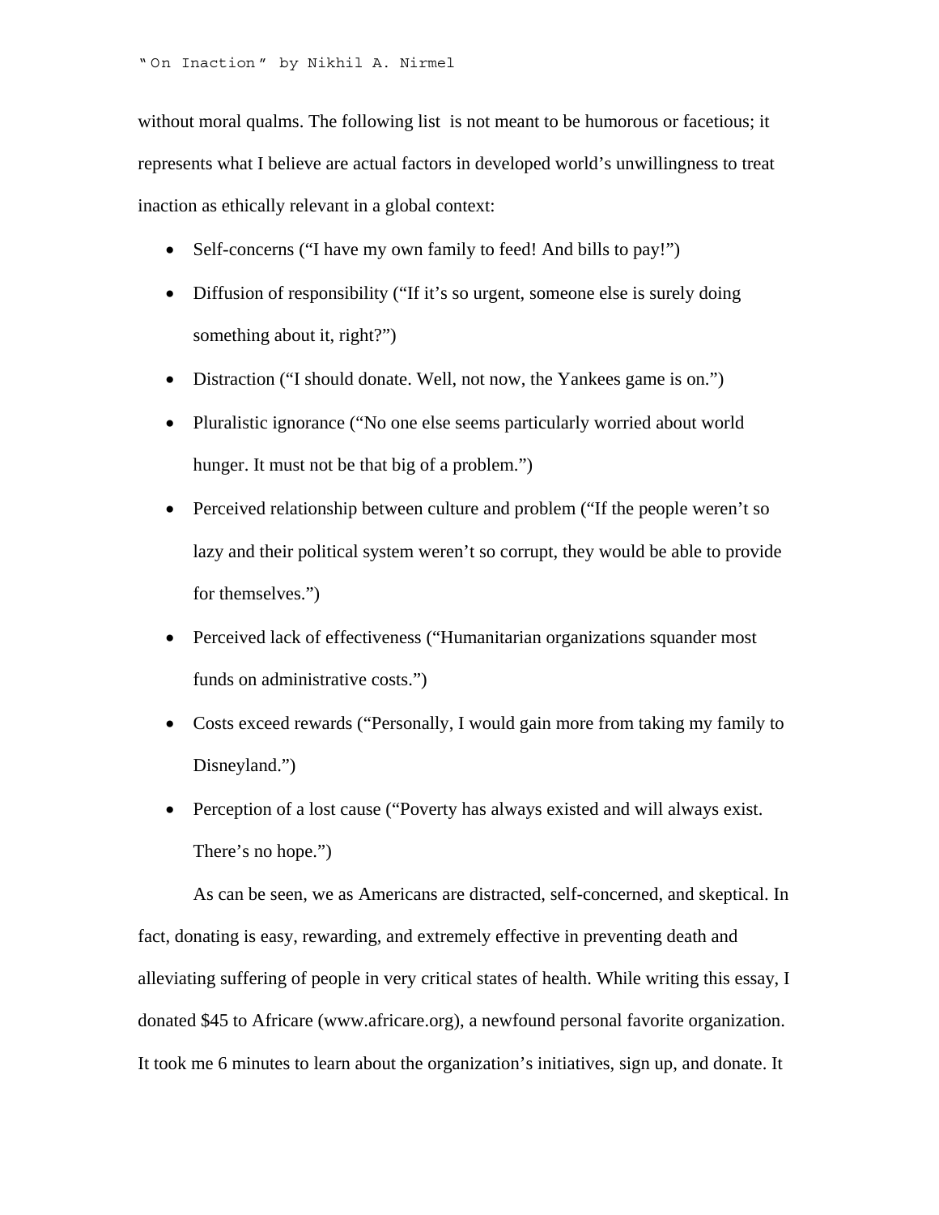without moral qualms. The following list  is not meant to be humorous or facetious; it represents what I believe are actual factors in developed world's unwillingness to treat inaction as ethically relevant in a global context:

- Self-concerns ("I have my own family to feed! And bills to pay!")
- Diffusion of responsibility ("If it's so urgent, someone else is surely doing something about it, right?")
- Distraction ("I should donate. Well, not now, the Yankees game is on.")
- Pluralistic ignorance ("No one else seems particularly worried about world hunger. It must not be that big of a problem.")
- Perceived relationship between culture and problem ("If the people weren't so lazy and their political system weren't so corrupt, they would be able to provide for themselves.")
- Perceived lack of effectiveness ("Humanitarian organizations squander most funds on administrative costs.")
- Costs exceed rewards ("Personally, I would gain more from taking my family to Disneyland.")
- Perception of a lost cause ("Poverty has always existed and will always exist. There's no hope.")

As can be seen, we as Americans are distracted, self-concerned, and skeptical. In fact, donating is easy, rewarding, and extremely effective in preventing death and alleviating suffering of people in very critical states of health. While writing this essay, I donated $45 to Africare (www.africare.org), a newfound personal favorite organization. It took me 6 minutes to learn about the organization's initiatives, sign up, and donate. It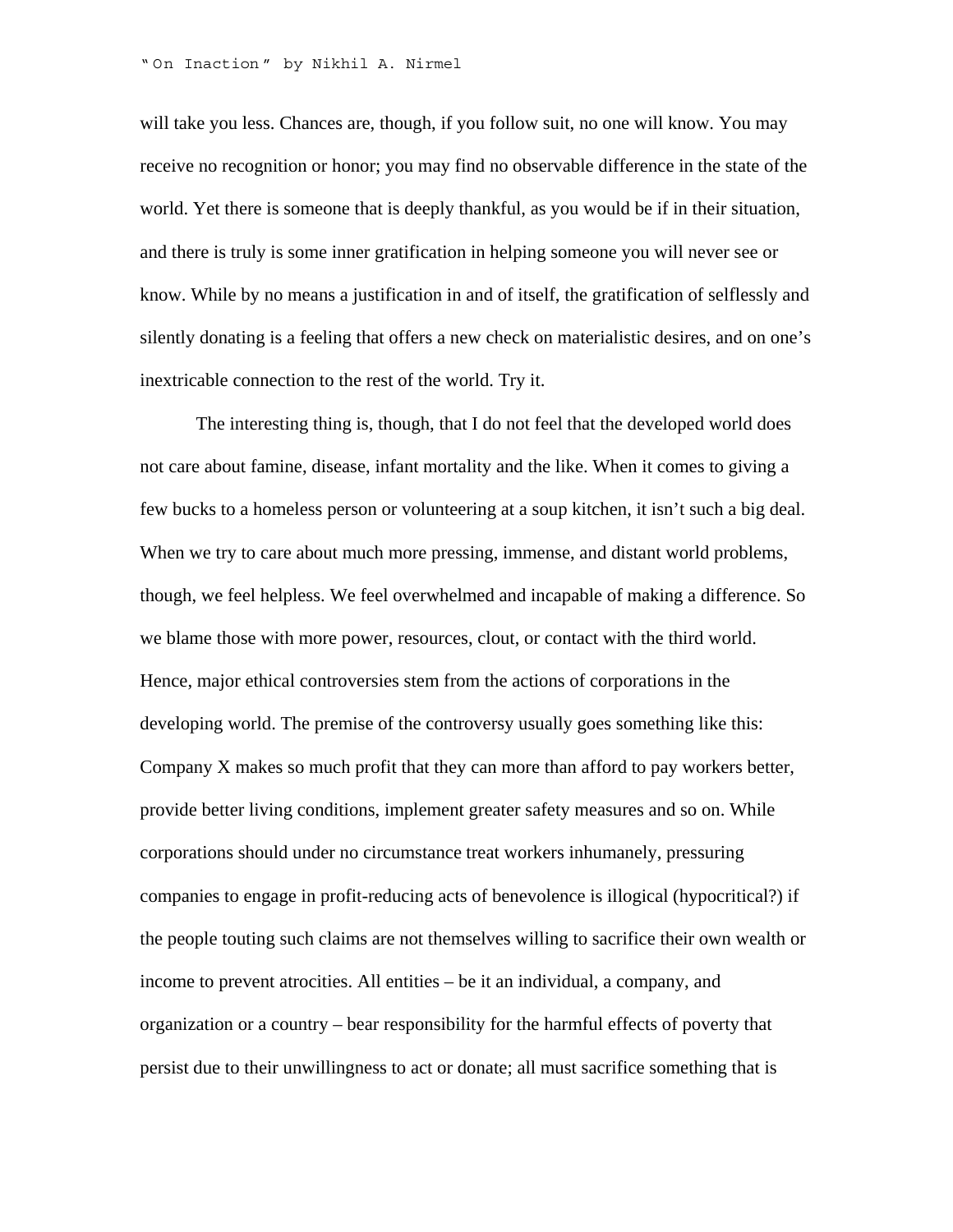will take you less. Chances are, though, if you follow suit, no one will know. You may receive no recognition or honor; you may find no observable difference in the state of the world. Yet there is someone that is deeply thankful, as you would be if in their situation, and there is truly is some inner gratification in helping someone you will never see or know. While by no means a justification in and of itself, the gratification of selflessly and silently donating is a feeling that offers a new check on materialistic desires, and on one's inextricable connection to the rest of the world. Try it.

The interesting thing is, though, that I do not feel that the developed world does not care about famine, disease, infant mortality and the like. When it comes to giving a few bucks to a homeless person or volunteering at a soup kitchen, it isn't such a big deal. When we try to care about much more pressing, immense, and distant world problems, though, we feel helpless. We feel overwhelmed and incapable of making a difference. So we blame those with more power, resources, clout, or contact with the third world. Hence, major ethical controversies stem from the actions of corporations in the developing world. The premise of the controversy usually goes something like this: Company X makes so much profit that they can more than afford to pay workers better, provide better living conditions, implement greater safety measures and so on. While corporations should under no circumstance treat workers inhumanely, pressuring companies to engage in profit-reducing acts of benevolence is illogical (hypocritical?) if the people touting such claims are not themselves willing to sacrifice their own wealth or income to prevent atrocities. All entities – be it an individual, a company, and organization or a country – bear responsibility for the harmful effects of poverty that persist due to their unwillingness to act or donate; all must sacrifice something that is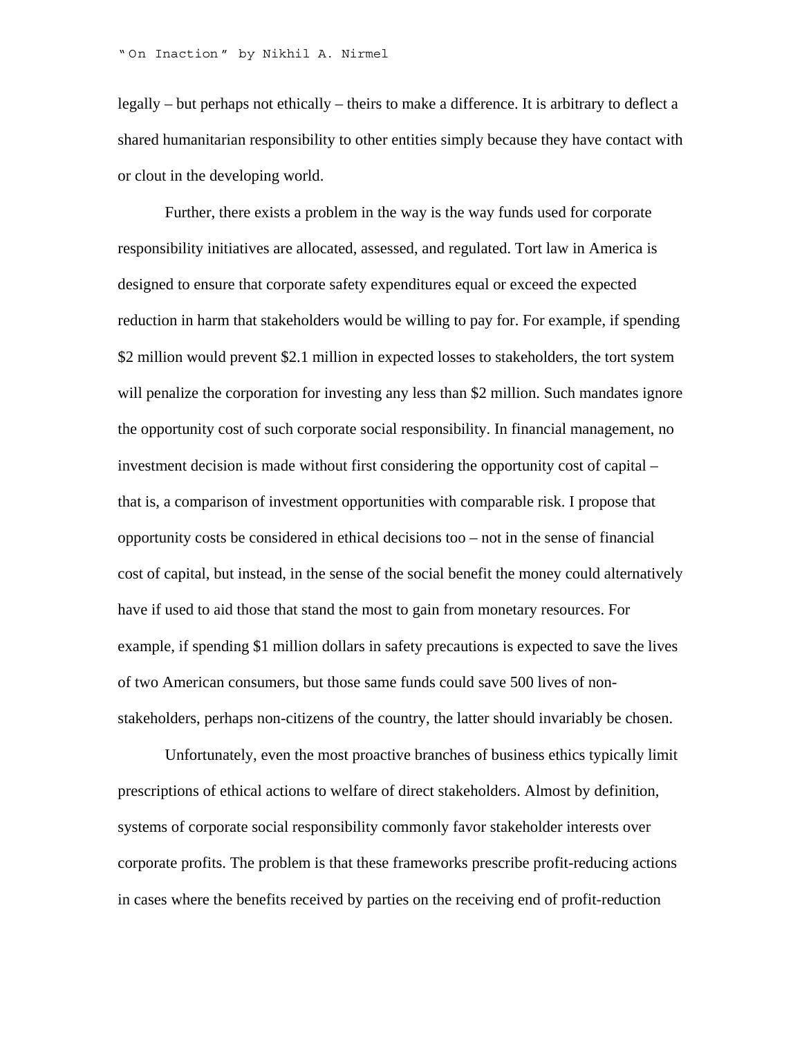legally – but perhaps not ethically – theirs to make a difference. It is arbitrary to deflect a shared humanitarian responsibility to other entities simply because they have contact with or clout in the developing world.

Further, there exists a problem in the way is the way funds used for corporate responsibility initiatives are allocated, assessed, and regulated. Tort law in America is designed to ensure that corporate safety expenditures equal or exceed the expected reduction in harm that stakeholders would be willing to pay for. For example, if spending $2 million would prevent $2.1 million in expected losses to stakeholders, the tort system will penalize the corporation for investing any less than $2 million. Such mandates ignore the opportunity cost of such corporate social responsibility. In financial management, no investment decision is made without first considering the opportunity cost of capital – that is, a comparison of investment opportunities with comparable risk. I propose that opportunity costs be considered in ethical decisions too – not in the sense of financial cost of capital, but instead, in the sense of the social benefit the money could alternatively have if used to aid those that stand the most to gain from monetary resources. For example, if spending $1 million dollars in safety precautions is expected to save the lives of two American consumers, but those same funds could save 500 lives of non-stakeholders, perhaps non-citizens of the country, the latter should invariably be chosen.

Unfortunately, even the most proactive branches of business ethics typically limit prescriptions of ethical actions to welfare of direct stakeholders. Almost by definition, systems of corporate social responsibility commonly favor stakeholder interests over corporate profits. The problem is that these frameworks prescribe profit-reducing actions in cases where the benefits received by parties on the receiving end of profit-reduction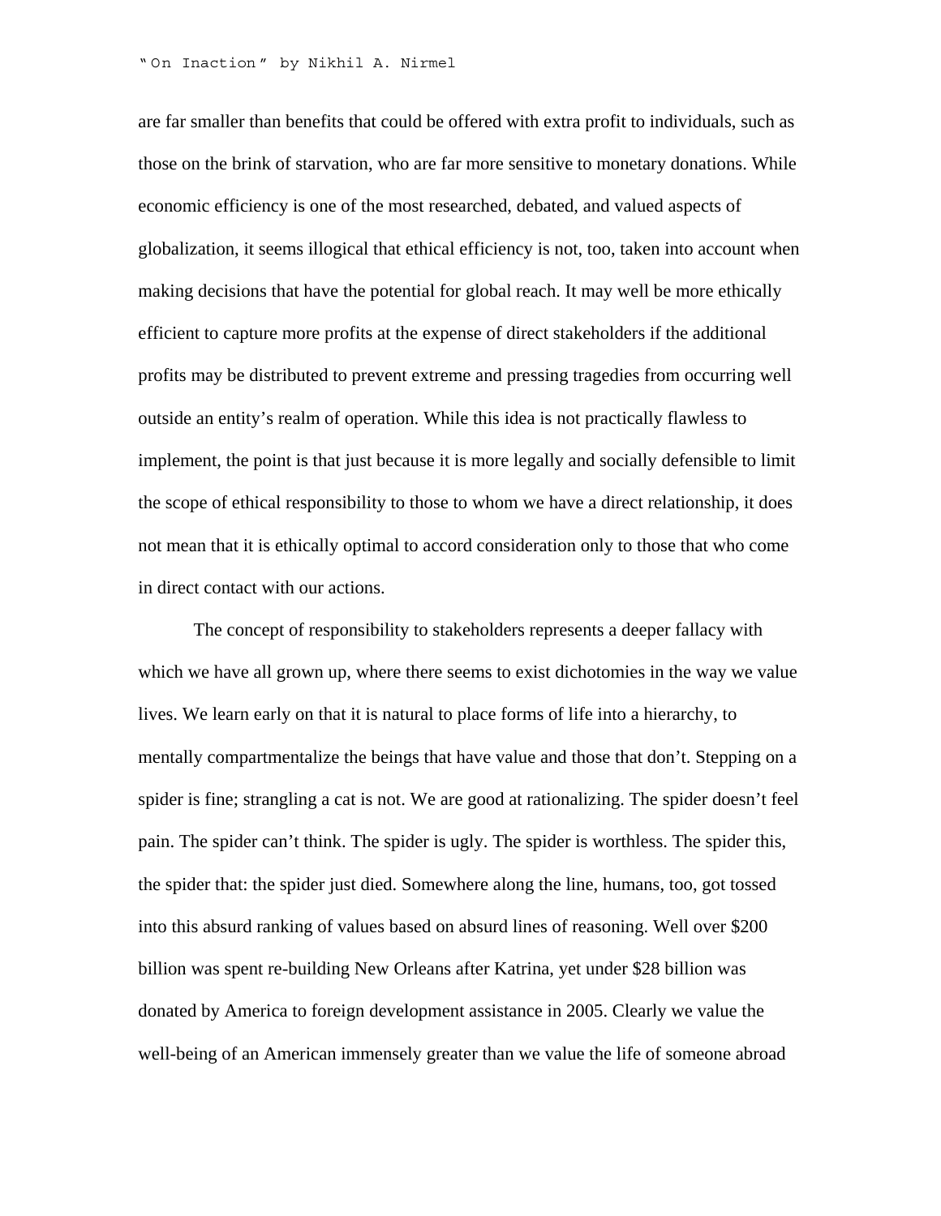are far smaller than benefits that could be offered with extra profit to individuals, such as those on the brink of starvation, who are far more sensitive to monetary donations. While economic efficiency is one of the most researched, debated, and valued aspects of globalization, it seems illogical that ethical efficiency is not, too, taken into account when making decisions that have the potential for global reach. It may well be more ethically efficient to capture more profits at the expense of direct stakeholders if the additional profits may be distributed to prevent extreme and pressing tragedies from occurring well outside an entity's realm of operation. While this idea is not practically flawless to implement, the point is that just because it is more legally and socially defensible to limit the scope of ethical responsibility to those to whom we have a direct relationship, it does not mean that it is ethically optimal to accord consideration only to those that who come in direct contact with our actions.

The concept of responsibility to stakeholders represents a deeper fallacy with which we have all grown up, where there seems to exist dichotomies in the way we value lives. We learn early on that it is natural to place forms of life into a hierarchy, to mentally compartmentalize the beings that have value and those that don't. Stepping on a spider is fine; strangling a cat is not. We are good at rationalizing. The spider doesn't feel pain. The spider can't think. The spider is ugly. The spider is worthless. The spider this, the spider that: the spider just died. Somewhere along the line, humans, too, got tossed into this absurd ranking of values based on absurd lines of reasoning. Well over $200 billion was spent re-building New Orleans after Katrina, yet under $28 billion was donated by America to foreign development assistance in 2005. Clearly we value the well-being of an American immensely greater than we value the life of someone abroad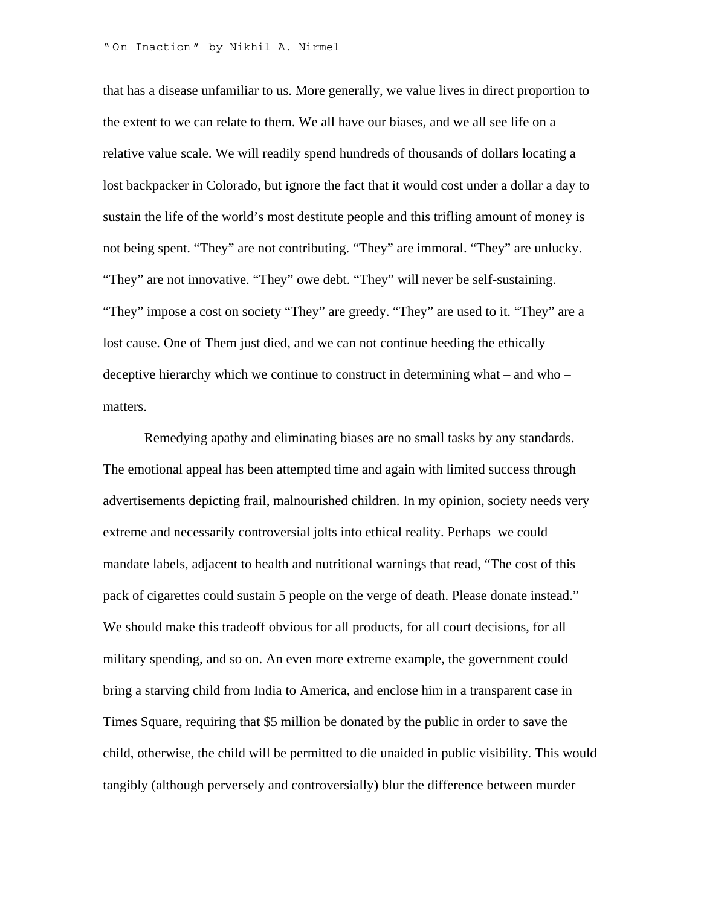that has a disease unfamiliar to us. More generally, we value lives in direct proportion to the extent to we can relate to them. We all have our biases, and we all see life on a relative value scale. We will readily spend hundreds of thousands of dollars locating a lost backpacker in Colorado, but ignore the fact that it would cost under a dollar a day to sustain the life of the world's most destitute people and this trifling amount of money is not being spent. "They" are not contributing. "They" are immoral. "They" are unlucky. "They" are not innovative. "They" owe debt. "They" will never be self-sustaining. "They" impose a cost on society "They" are greedy. "They" are used to it. "They" are a lost cause. One of Them just died, and we can not continue heeding the ethically deceptive hierarchy which we continue to construct in determining what – and who – matters.

Remedying apathy and eliminating biases are no small tasks by any standards. The emotional appeal has been attempted time and again with limited success through advertisements depicting frail, malnourished children. In my opinion, society needs very extreme and necessarily controversial jolts into ethical reality. Perhaps we could mandate labels, adjacent to health and nutritional warnings that read, "The cost of this pack of cigarettes could sustain 5 people on the verge of death. Please donate instead." We should make this tradeoff obvious for all products, for all court decisions, for all military spending, and so on. An even more extreme example, the government could bring a starving child from India to America, and enclose him in a transparent case in Times Square, requiring that $5 million be donated by the public in order to save the child, otherwise, the child will be permitted to die unaided in public visibility. This would tangibly (although perversely and controversially) blur the difference between murder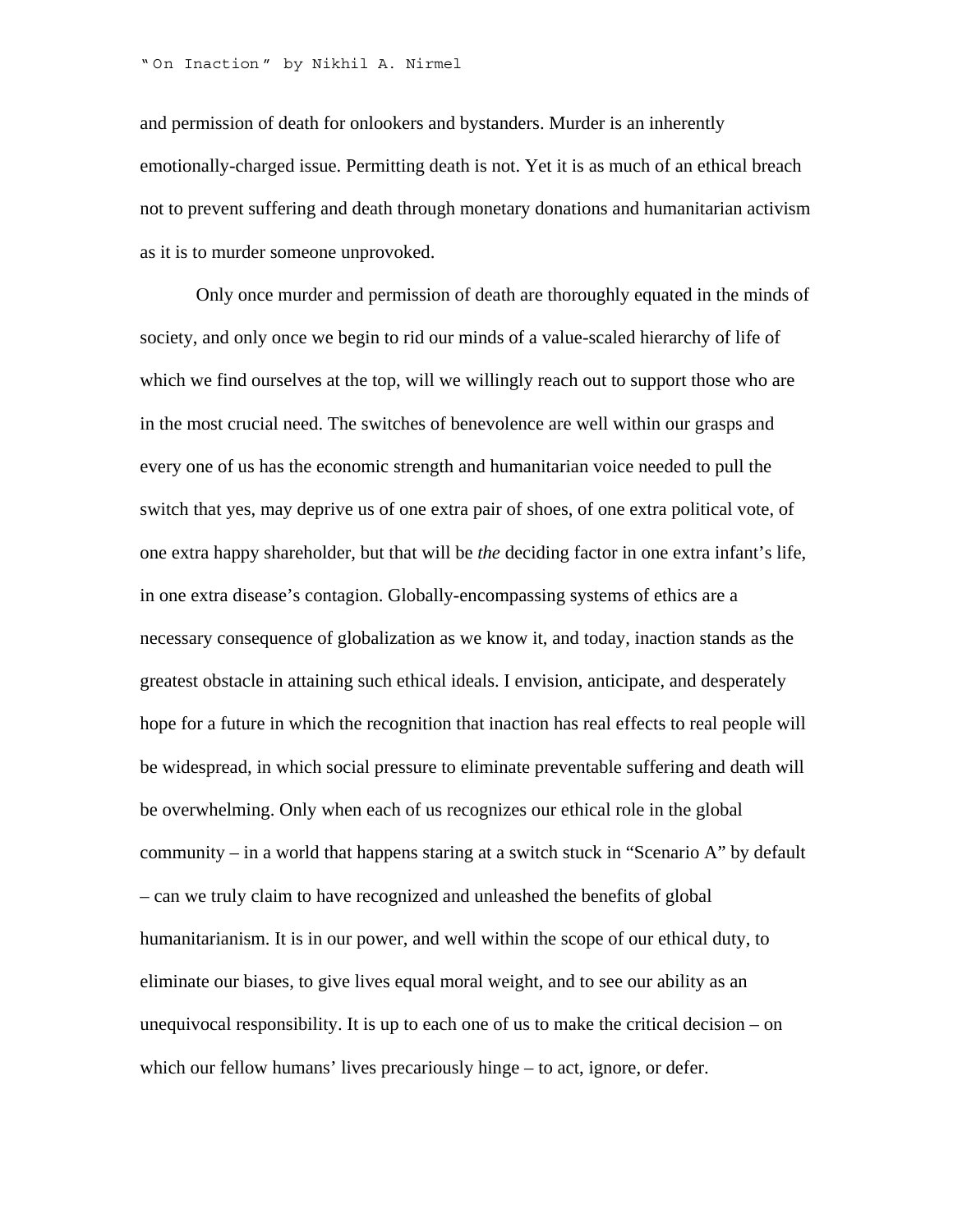and permission of death for onlookers and bystanders. Murder is an inherently emotionally-charged issue. Permitting death is not. Yet it is as much of an ethical breach not to prevent suffering and death through monetary donations and humanitarian activism as it is to murder someone unprovoked.

Only once murder and permission of death are thoroughly equated in the minds of society, and only once we begin to rid our minds of a value-scaled hierarchy of life of which we find ourselves at the top, will we willingly reach out to support those who are in the most crucial need. The switches of benevolence are well within our grasps and every one of us has the economic strength and humanitarian voice needed to pull the switch that yes, may deprive us of one extra pair of shoes, of one extra political vote, of one extra happy shareholder, but that will be *the* deciding factor in one extra infant's life, in one extra disease's contagion. Globally-encompassing systems of ethics are a necessary consequence of globalization as we know it, and today, inaction stands as the greatest obstacle in attaining such ethical ideals. I envision, anticipate, and desperately hope for a future in which the recognition that inaction has real effects to real people will be widespread, in which social pressure to eliminate preventable suffering and death will be overwhelming. Only when each of us recognizes our ethical role in the global community – in a world that happens staring at a switch stuck in "Scenario A" by default – can we truly claim to have recognized and unleashed the benefits of global humanitarianism. It is in our power, and well within the scope of our ethical duty, to eliminate our biases, to give lives equal moral weight, and to see our ability as an unequivocal responsibility. It is up to each one of us to make the critical decision – on which our fellow humans' lives precariously hinge – to act, ignore, or defer.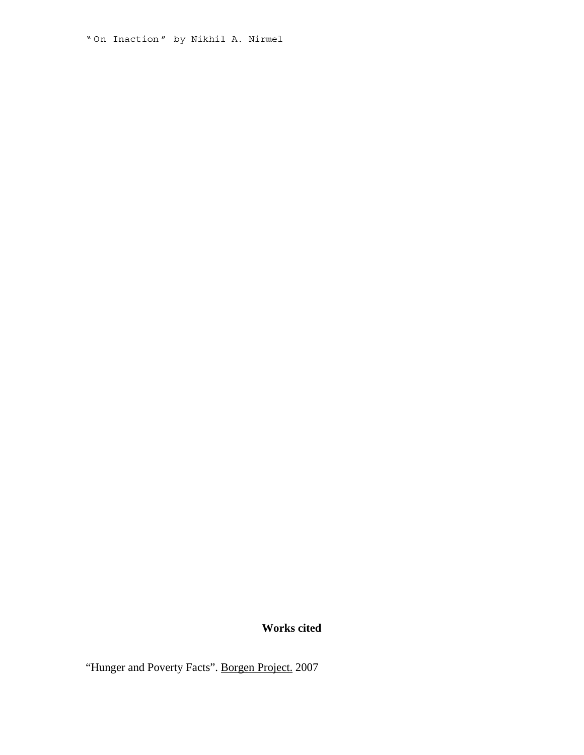## Works cited

“Hunger and Poverty Facts”. Borgen Project. 2007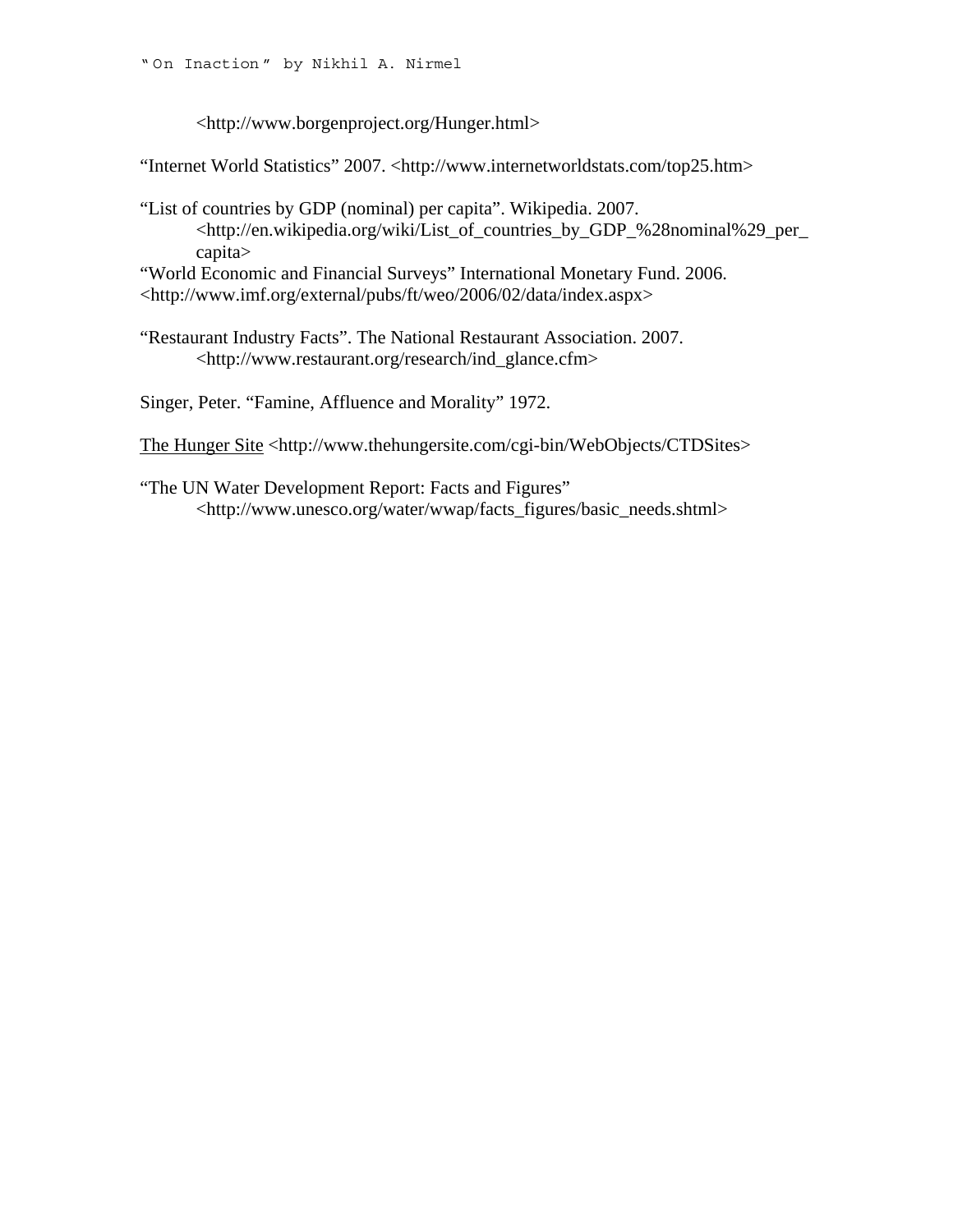<http://www.borgenproject.org/Hunger.html>

“Internet World Statistics” 2007. <http://www.internetworldstats.com/top25.htm>

“List of countries by GDP (nominal) per capita”. Wikipedia. 2007. <http://en.wikipedia.org/wiki/List_of_countries_by_GDP_%28nominal%29_per_capita>

“World Economic and Financial Surveys” International Monetary Fund. 2006. <http://www.imf.org/external/pubs/ft/weo/2006/02/data/index.aspx>

“Restaurant Industry Facts”. The National Restaurant Association. 2007. <http://www.restaurant.org/research/ind_glance.cfm>

Singer, Peter. “Famine, Affluence and Morality” 1972.

The Hunger Site <http://www.thehungersite.com/cgi-bin/WebObjects/CTDSites>

“The UN Water Development Report: Facts and Figures” <http://www.unesco.org/water/wwap/facts_figures/basic_needs.shtml>